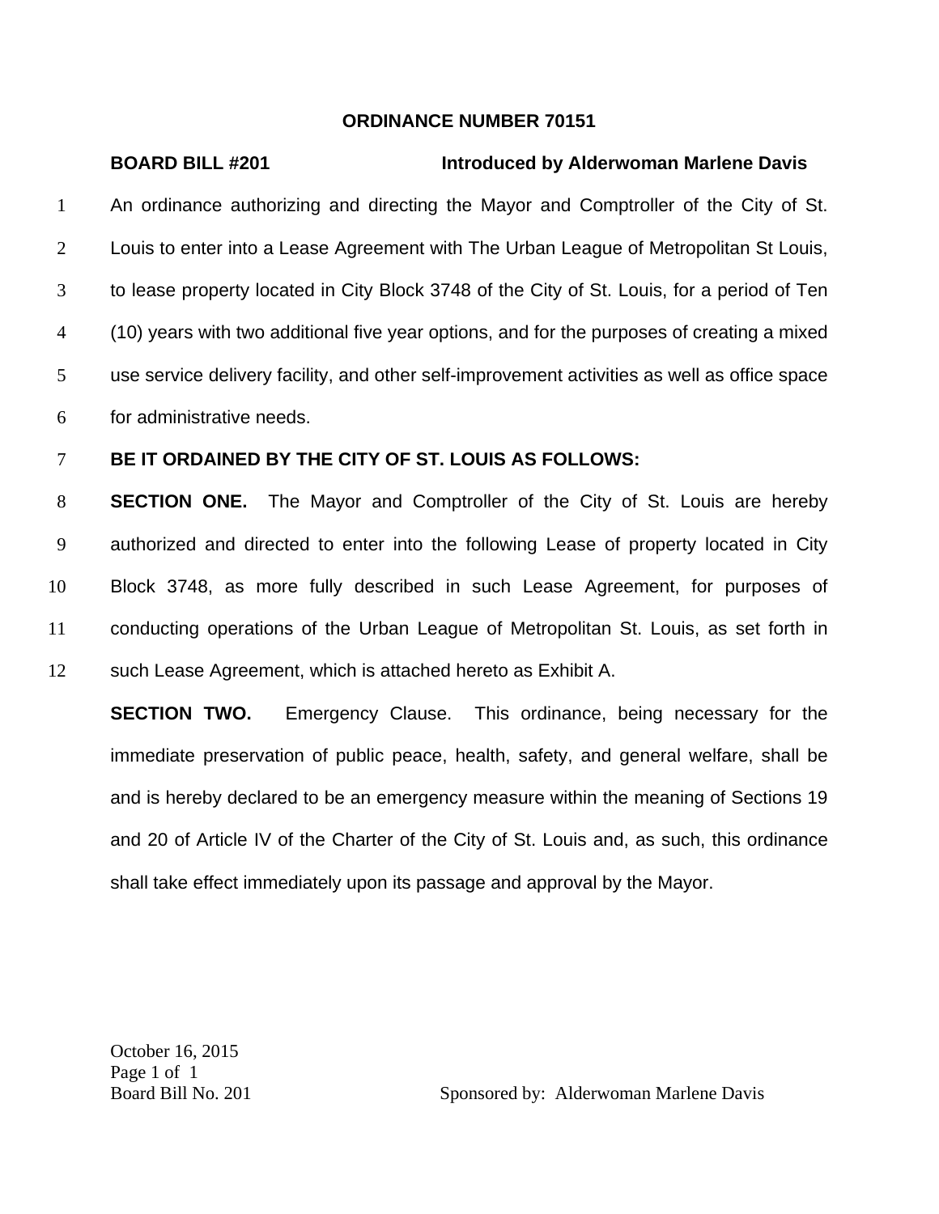**ORDINANCE NUMBER 70151**

**BOARD BILL #201** **Introduced by Alderwoman Marlene Davis**

An ordinance authorizing and directing the Mayor and Comptroller of the City of St. Louis to enter into a Lease Agreement with The Urban League of Metropolitan St Louis, to lease property located in City Block 3748 of the City of St. Louis, for a period of Ten (10) years with two additional five year options, and for the purposes of creating a mixed use service delivery facility, and other self-improvement activities as well as office space for administrative needs.

**BE IT ORDAINED BY THE CITY OF ST. LOUIS AS FOLLOWS:**

**SECTION ONE.** The Mayor and Comptroller of the City of St. Louis are hereby authorized and directed to enter into the following Lease of property located in City Block 3748, as more fully described in such Lease Agreement, for purposes of conducting operations of the Urban League of Metropolitan St. Louis, as set forth in such Lease Agreement, which is attached hereto as Exhibit A.

**SECTION TWO.** Emergency Clause. This ordinance, being necessary for the immediate preservation of public peace, health, safety, and general welfare, shall be and is hereby declared to be an emergency measure within the meaning of Sections 19 and 20 of Article IV of the Charter of the City of St. Louis and, as such, this ordinance shall take effect immediately upon its passage and approval by the Mayor.

October 16, 2015
Board Bill No. 201 Sponsored by: Alderwoman Marlene Davis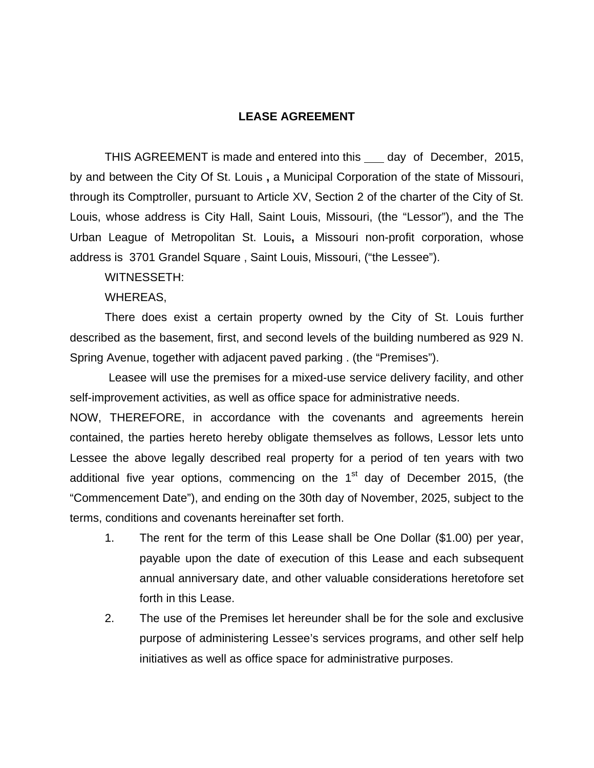# LEASE AGREEMENT

THIS AGREEMENT is made and entered into this ___ day of December, 2015, by and between the City Of St. Louis **,** a Municipal Corporation of the state of Missouri, through its Comptroller, pursuant to Article XV, Section 2 of the charter of the City of St. Louis, whose address is City Hall, Saint Louis, Missouri, (the "Lessor"), and the The Urban League of Metropolitan St. Louis**,** a Missouri non-profit corporation, whose address is 3701 Grandel Square , Saint Louis, Missouri, ("the Lessee").

WITNESSETH:

WHEREAS,

There does exist a certain property owned by the City of St. Louis further described as the basement, first, and second levels of the building numbered as 929 N. Spring Avenue, together with adjacent paved parking . (the "Premises").

Leasee will use the premises for a mixed-use service delivery facility, and other self-improvement activities, as well as office space for administrative needs.

NOW, THEREFORE, in accordance with the covenants and agreements herein contained, the parties hereto hereby obligate themselves as follows, Lessor lets unto Lessee the above legally described real property for a period of ten years with two additional five year options, commencing on the 1st day of December 2015, (the "Commencement Date"), and ending on the 30th day of November, 2025, subject to the terms, conditions and covenants hereinafter set forth.

1. The rent for the term of this Lease shall be One Dollar ($1.00) per year, payable upon the date of execution of this Lease and each subsequent annual anniversary date, and other valuable considerations heretofore set forth in this Lease.
2. The use of the Premises let hereunder shall be for the sole and exclusive purpose of administering Lessee's services programs, and other self help initiatives as well as office space for administrative purposes.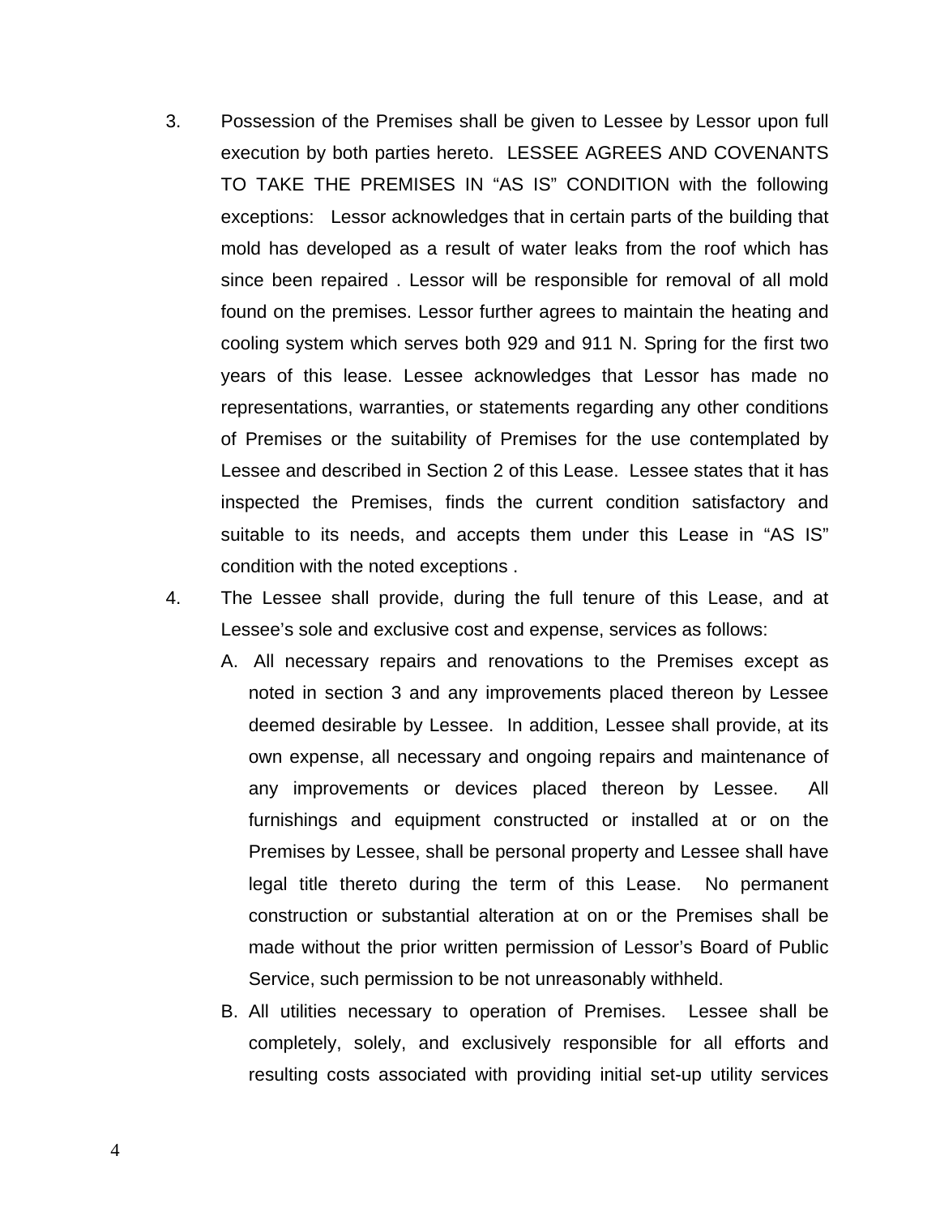3. Possession of the Premises shall be given to Lessee by Lessor upon full execution by both parties hereto. LESSEE AGREES AND COVENANTS TO TAKE THE PREMISES IN "AS IS" CONDITION with the following exceptions: Lessor acknowledges that in certain parts of the building that mold has developed as a result of water leaks from the roof which has since been repaired . Lessor will be responsible for removal of all mold found on the premises. Lessor further agrees to maintain the heating and cooling system which serves both 929 and 911 N. Spring for the first two years of this lease. Lessee acknowledges that Lessor has made no representations, warranties, or statements regarding any other conditions of Premises or the suitability of Premises for the use contemplated by Lessee and described in Section 2 of this Lease. Lessee states that it has inspected the Premises, finds the current condition satisfactory and suitable to its needs, and accepts them under this Lease in "AS IS" condition with the noted exceptions .

4. The Lessee shall provide, during the full tenure of this Lease, and at Lessee's sole and exclusive cost and expense, services as follows:

   A. All necessary repairs and renovations to the Premises except as noted in section 3 and any improvements placed thereon by Lessee deemed desirable by Lessee. In addition, Lessee shall provide, at its own expense, all necessary and ongoing repairs and maintenance of any improvements or devices placed thereon by Lessee. All furnishings and equipment constructed or installed at or on the Premises by Lessee, shall be personal property and Lessee shall have legal title thereto during the term of this Lease. No permanent construction or substantial alteration at on or the Premises shall be made without the prior written permission of Lessor's Board of Public Service, such permission to be not unreasonably withheld.

   B. All utilities necessary to operation of Premises. Lessee shall be completely, solely, and exclusively responsible for all efforts and resulting costs associated with providing initial set-up utility services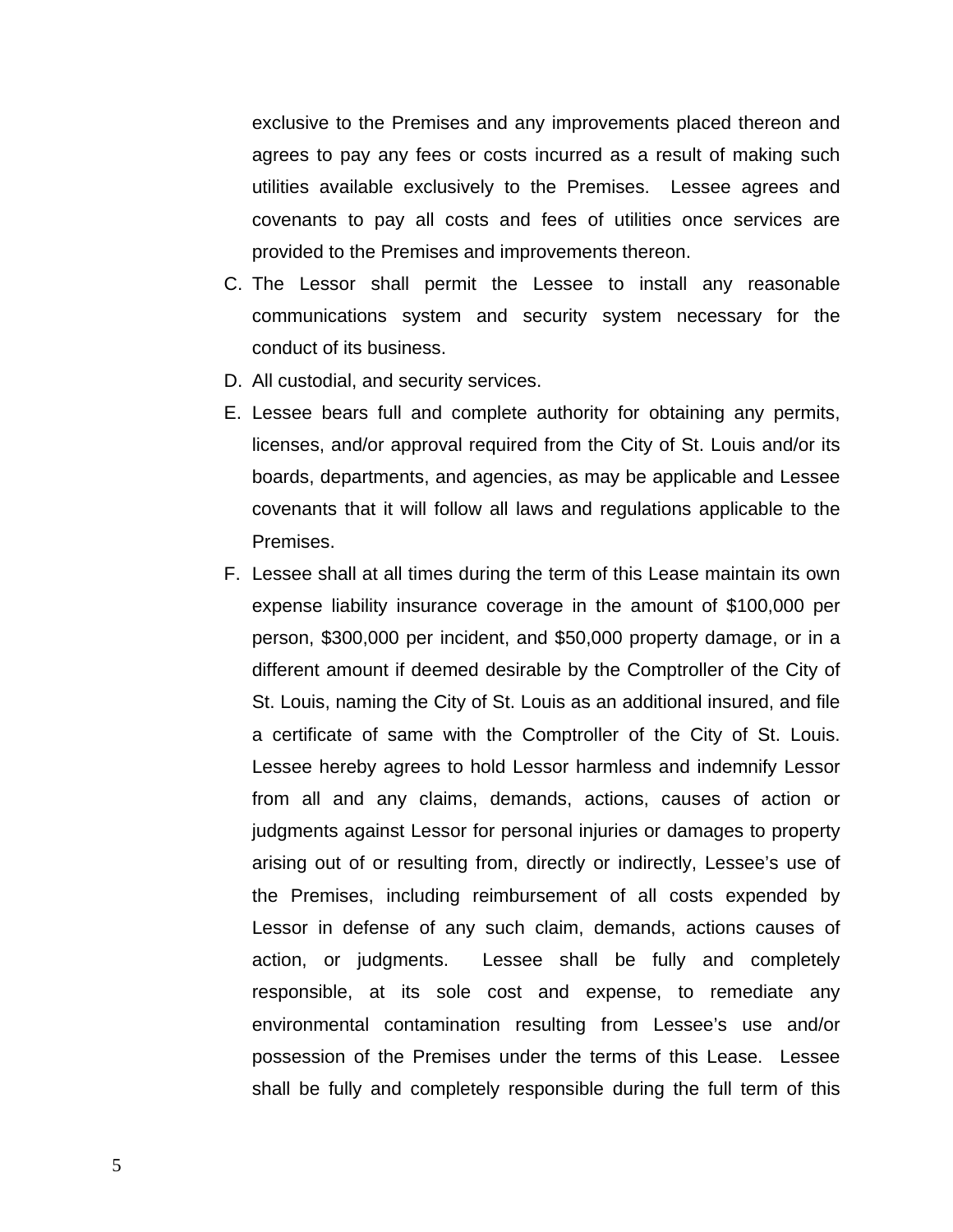exclusive to the Premises and any improvements placed thereon and agrees to pay any fees or costs incurred as a result of making such utilities available exclusively to the Premises. Lessee agrees and covenants to pay all costs and fees of utilities once services are provided to the Premises and improvements thereon.

C. The Lessor shall permit the Lessee to install any reasonable communications system and security system necessary for the conduct of its business.
D. All custodial, and security services.
E. Lessee bears full and complete authority for obtaining any permits, licenses, and/or approval required from the City of St. Louis and/or its boards, departments, and agencies, as may be applicable and Lessee covenants that it will follow all laws and regulations applicable to the Premises.
F. Lessee shall at all times during the term of this Lease maintain its own expense liability insurance coverage in the amount of $100,000 per person, $300,000 per incident, and $50,000 property damage, or in a different amount if deemed desirable by the Comptroller of the City of St. Louis, naming the City of St. Louis as an additional insured, and file a certificate of same with the Comptroller of the City of St. Louis. Lessee hereby agrees to hold Lessor harmless and indemnify Lessor from all and any claims, demands, actions, causes of action or judgments against Lessor for personal injuries or damages to property arising out of or resulting from, directly or indirectly, Lessee's use of the Premises, including reimbursement of all costs expended by Lessor in defense of any such claim, demands, actions causes of action, or judgments. Lessee shall be fully and completely responsible, at its sole cost and expense, to remediate any environmental contamination resulting from Lessee's use and/or possession of the Premises under the terms of this Lease. Lessee shall be fully and completely responsible during the full term of this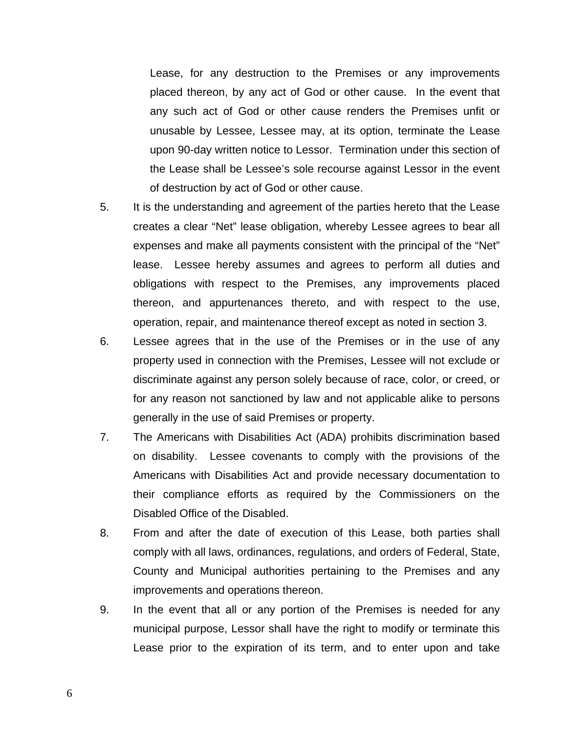Lease, for any destruction to the Premises or any improvements placed thereon, by any act of God or other cause. In the event that any such act of God or other cause renders the Premises unfit or unusable by Lessee, Lessee may, at its option, terminate the Lease upon 90-day written notice to Lessor. Termination under this section of the Lease shall be Lessee's sole recourse against Lessor in the event of destruction by act of God or other cause.

5. It is the understanding and agreement of the parties hereto that the Lease creates a clear "Net" lease obligation, whereby Lessee agrees to bear all expenses and make all payments consistent with the principal of the "Net" lease. Lessee hereby assumes and agrees to perform all duties and obligations with respect to the Premises, any improvements placed thereon, and appurtenances thereto, and with respect to the use, operation, repair, and maintenance thereof except as noted in section 3.

6. Lessee agrees that in the use of the Premises or in the use of any property used in connection with the Premises, Lessee will not exclude or discriminate against any person solely because of race, color, or creed, or for any reason not sanctioned by law and not applicable alike to persons generally in the use of said Premises or property.

7. The Americans with Disabilities Act (ADA) prohibits discrimination based on disability. Lessee covenants to comply with the provisions of the Americans with Disabilities Act and provide necessary documentation to their compliance efforts as required by the Commissioners on the Disabled Office of the Disabled.

8. From and after the date of execution of this Lease, both parties shall comply with all laws, ordinances, regulations, and orders of Federal, State, County and Municipal authorities pertaining to the Premises and any improvements and operations thereon.

9. In the event that all or any portion of the Premises is needed for any municipal purpose, Lessor shall have the right to modify or terminate this Lease prior to the expiration of its term, and to enter upon and take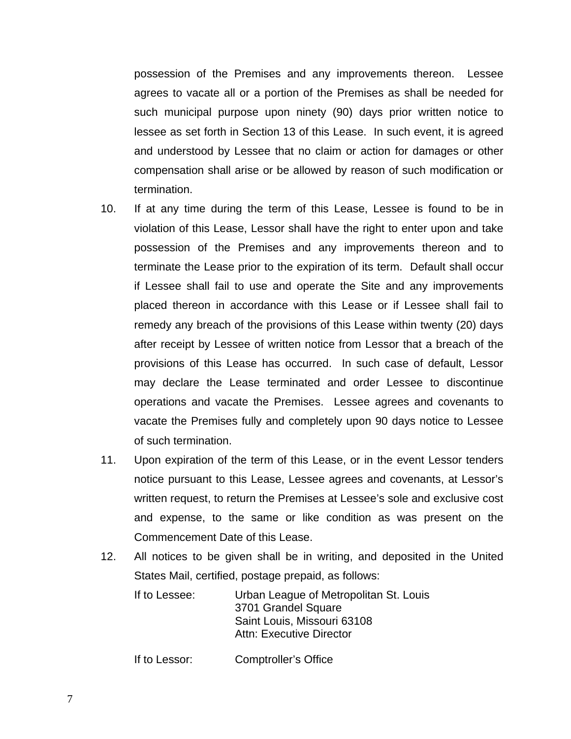possession of the Premises and any improvements thereon. Lessee agrees to vacate all or a portion of the Premises as shall be needed for such municipal purpose upon ninety (90) days prior written notice to lessee as set forth in Section 13 of this Lease. In such event, it is agreed and understood by Lessee that no claim or action for damages or other compensation shall arise or be allowed by reason of such modification or termination.

10. If at any time during the term of this Lease, Lessee is found to be in violation of this Lease, Lessor shall have the right to enter upon and take possession of the Premises and any improvements thereon and to terminate the Lease prior to the expiration of its term. Default shall occur if Lessee shall fail to use and operate the Site and any improvements placed thereon in accordance with this Lease or if Lessee shall fail to remedy any breach of the provisions of this Lease within twenty (20) days after receipt by Lessee of written notice from Lessor that a breach of the provisions of this Lease has occurred. In such case of default, Lessor may declare the Lease terminated and order Lessee to discontinue operations and vacate the Premises. Lessee agrees and covenants to vacate the Premises fully and completely upon 90 days notice to Lessee of such termination.

11. Upon expiration of the term of this Lease, or in the event Lessor tenders notice pursuant to this Lease, Lessee agrees and covenants, at Lessor's written request, to return the Premises at Lessee's sole and exclusive cost and expense, to the same or like condition as was present on the Commencement Date of this Lease.

12. All notices to be given shall be in writing, and deposited in the United States Mail, certified, postage prepaid, as follows:

    If to Lessee: Urban League of Metropolitan St. Louis
    3701 Grandel Square
    Saint Louis, Missouri 63108
    Attn: Executive Director

    If to Lessor: Comptroller's Office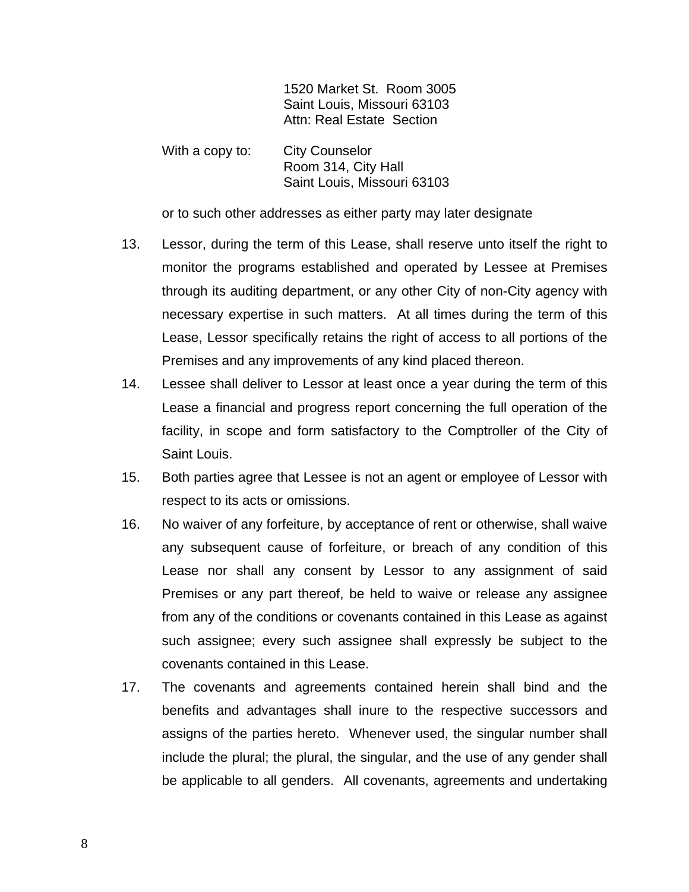1520 Market St. Room 3005
Saint Louis, Missouri 63103
Attn: Real Estate Section

With a copy to: City Counselor
Room 314, City Hall
Saint Louis, Missouri 63103

or to such other addresses as either party may later designate

13. Lessor, during the term of this Lease, shall reserve unto itself the right to monitor the programs established and operated by Lessee at Premises through its auditing department, or any other City of non-City agency with necessary expertise in such matters. At all times during the term of this Lease, Lessor specifically retains the right of access to all portions of the Premises and any improvements of any kind placed thereon.

14. Lessee shall deliver to Lessor at least once a year during the term of this Lease a financial and progress report concerning the full operation of the facility, in scope and form satisfactory to the Comptroller of the City of Saint Louis.

15. Both parties agree that Lessee is not an agent or employee of Lessor with respect to its acts or omissions.

16. No waiver of any forfeiture, by acceptance of rent or otherwise, shall waive any subsequent cause of forfeiture, or breach of any condition of this Lease nor shall any consent by Lessor to any assignment of said Premises or any part thereof, be held to waive or release any assignee from any of the conditions or covenants contained in this Lease as against such assignee; every such assignee shall expressly be subject to the covenants contained in this Lease.

17. The covenants and agreements contained herein shall bind and the benefits and advantages shall inure to the respective successors and assigns of the parties hereto. Whenever used, the singular number shall include the plural; the plural, the singular, and the use of any gender shall be applicable to all genders. All covenants, agreements and undertaking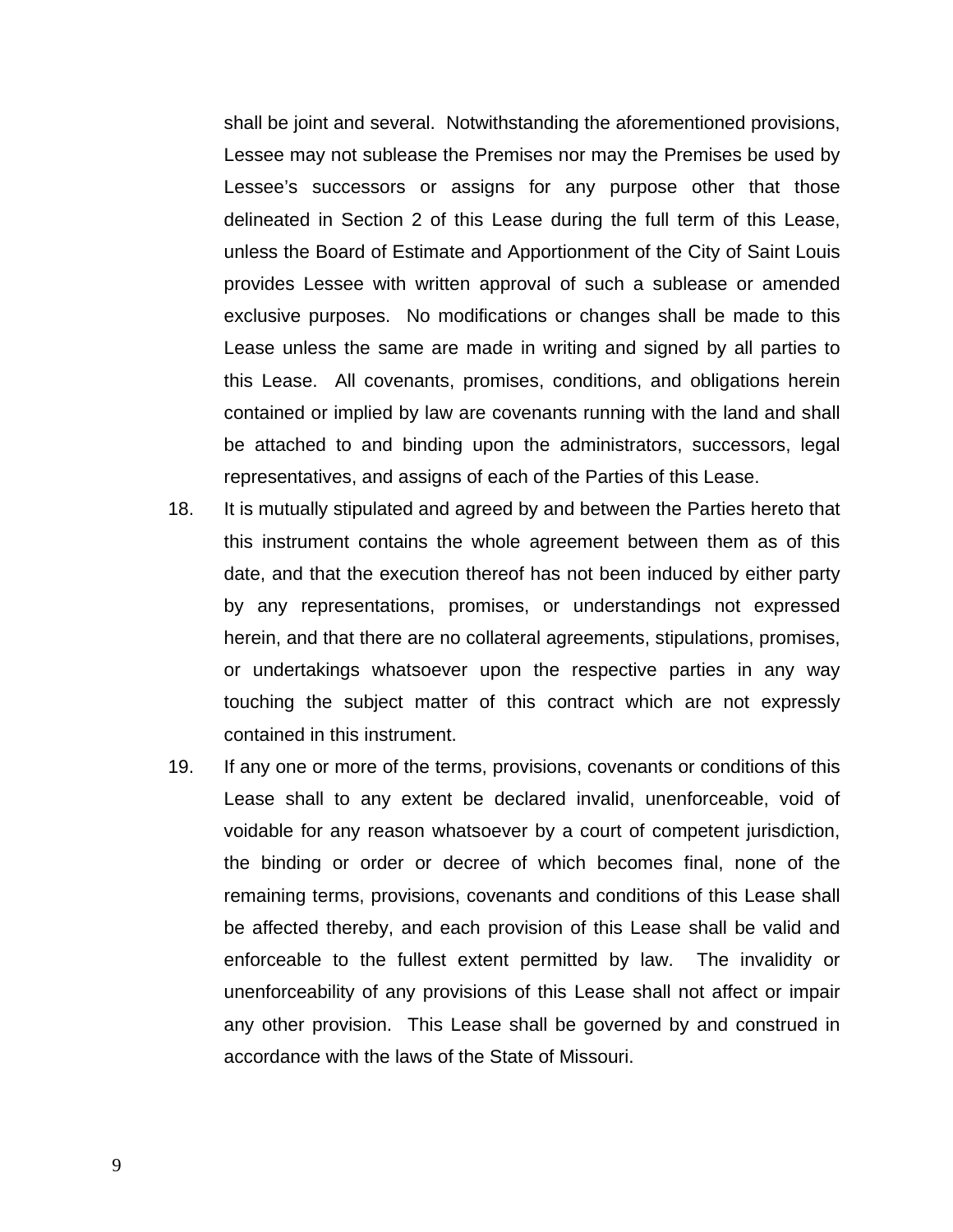shall be joint and several. Notwithstanding the aforementioned provisions, Lessee may not sublease the Premises nor may the Premises be used by Lessee's successors or assigns for any purpose other that those delineated in Section 2 of this Lease during the full term of this Lease, unless the Board of Estimate and Apportionment of the City of Saint Louis provides Lessee with written approval of such a sublease or amended exclusive purposes. No modifications or changes shall be made to this Lease unless the same are made in writing and signed by all parties to this Lease. All covenants, promises, conditions, and obligations herein contained or implied by law are covenants running with the land and shall be attached to and binding upon the administrators, successors, legal representatives, and assigns of each of the Parties of this Lease.

18. It is mutually stipulated and agreed by and between the Parties hereto that this instrument contains the whole agreement between them as of this date, and that the execution thereof has not been induced by either party by any representations, promises, or understandings not expressed herein, and that there are no collateral agreements, stipulations, promises, or undertakings whatsoever upon the respective parties in any way touching the subject matter of this contract which are not expressly contained in this instrument.

19. If any one or more of the terms, provisions, covenants or conditions of this Lease shall to any extent be declared invalid, unenforceable, void of voidable for any reason whatsoever by a court of competent jurisdiction, the binding or order or decree of which becomes final, none of the remaining terms, provisions, covenants and conditions of this Lease shall be affected thereby, and each provision of this Lease shall be valid and enforceable to the fullest extent permitted by law. The invalidity or unenforceability of any provisions of this Lease shall not affect or impair any other provision. This Lease shall be governed by and construed in accordance with the laws of the State of Missouri.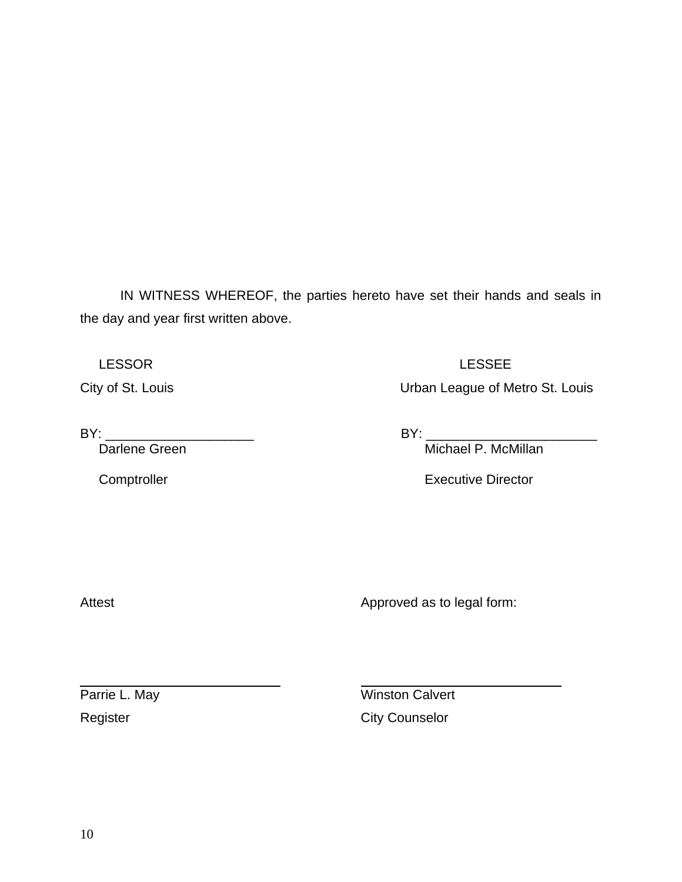IN WITNESS WHEREOF, the parties hereto have set their hands and seals in the day and year first written above.

| LESSOR | LESSEE |
|---|---|
| City of St. Louis | Urban League of Metro St. Louis |
| BY: ____________________ | BY: _______________________ |
| Darlene Green | Michael P. McMillan |
| Comptroller | Executive Director |

| Attest | Approved as to legal form: |
|---|---|
| ____________________ | ____________________ |
| Parrie L. May | Winston Calvert |
| Register | City Counselor |